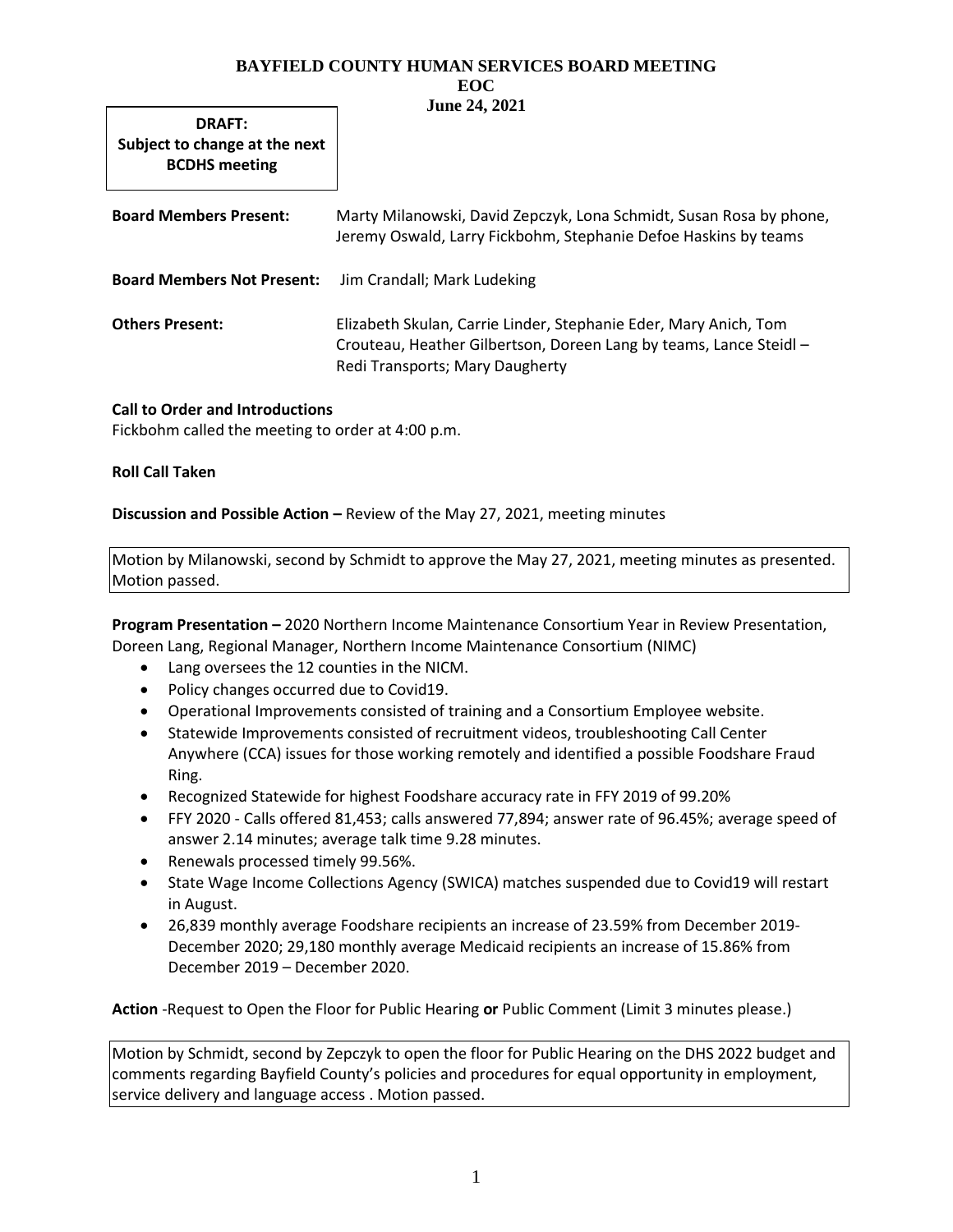**BAYFIELD COUNTY HUMAN SERVICES BOARD MEETING**
**EOC**
**June 24, 2021**

**DRAFT: Subject to change at the next BCDHS meeting**

| | |
|---|---|
| **Board Members Present:** | Marty Milanowski, David Zepczyk, Lona Schmidt, Susan Rosa by phone, Jeremy Oswald, Larry Fickbohm, Stephanie Defoe Haskins by teams |
| **Board Members Not Present:** | Jim Crandall; Mark Ludeking |
| **Others Present:** | Elizabeth Skulan, Carrie Linder, Stephanie Eder, Mary Anich, Tom Crouteau, Heather Gilbertson, Doreen Lang by teams, Lance Steidl – Redi Transports; Mary Daugherty |

**Call to Order and Introductions**
Fickbohm called the meeting to order at 4:00 p.m.

**Roll Call Taken**

**Discussion and Possible Action –** Review of the May 27, 2021, meeting minutes

Motion by Milanowski, second by Schmidt to approve the May 27, 2021, meeting minutes as presented. Motion passed.

**Program Presentation –** 2020 Northern Income Maintenance Consortium Year in Review Presentation, Doreen Lang, Regional Manager, Northern Income Maintenance Consortium (NIMC)

- Lang oversees the 12 counties in the NICM.
- Policy changes occurred due to Covid19.
- Operational Improvements consisted of training and a Consortium Employee website.
- Statewide Improvements consisted of recruitment videos, troubleshooting Call Center Anywhere (CCA) issues for those working remotely and identified a possible Foodshare Fraud Ring.
- Recognized Statewide for highest Foodshare accuracy rate in FFY 2019 of 99.20%
- FFY 2020 - Calls offered 81,453; calls answered 77,894; answer rate of 96.45%; average speed of answer 2.14 minutes; average talk time 9.28 minutes.
- Renewals processed timely 99.56%.
- State Wage Income Collections Agency (SWICA) matches suspended due to Covid19 will restart in August.
- 26,839 monthly average Foodshare recipients an increase of 23.59% from December 2019-December 2020; 29,180 monthly average Medicaid recipients an increase of 15.86% from December 2019 – December 2020.

**Action** -Request to Open the Floor for Public Hearing **or** Public Comment (Limit 3 minutes please.)

Motion by Schmidt, second by Zepczyk to open the floor for Public Hearing on the DHS 2022 budget and comments regarding Bayfield County's policies and procedures for equal opportunity in employment, service delivery and language access . Motion passed.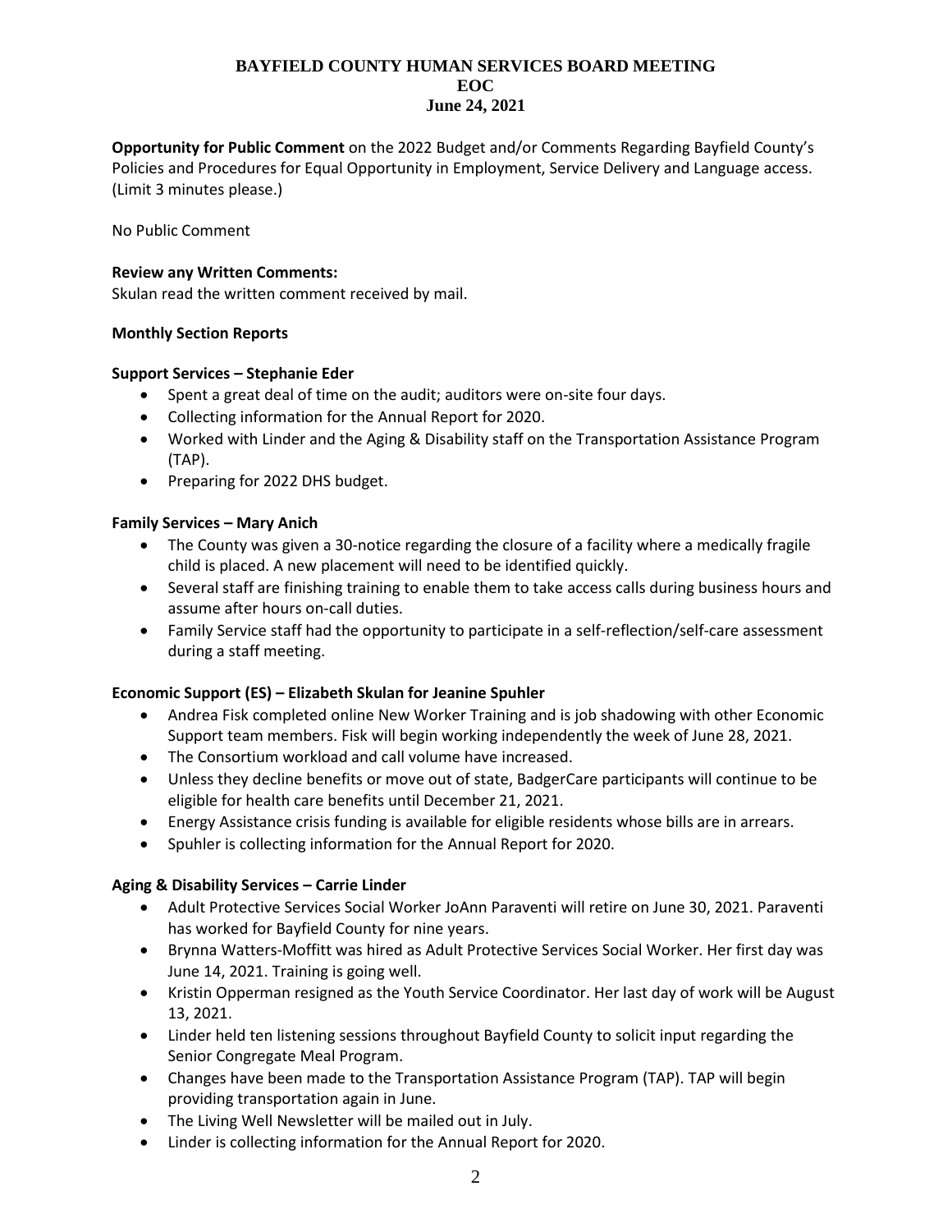# BAYFIELD COUNTY HUMAN SERVICES BOARD MEETING
## EOC
## June 24, 2021

**Opportunity for Public Comment** on the 2022 Budget and/or Comments Regarding Bayfield County's Policies and Procedures for Equal Opportunity in Employment, Service Delivery and Language access. (Limit 3 minutes please.)

No Public Comment

**Review any Written Comments:**
Skulan read the written comment received by mail.

**Monthly Section Reports**

**Support Services – Stephanie Eder**

- Spent a great deal of time on the audit; auditors were on-site four days.
- Collecting information for the Annual Report for 2020.
- Worked with Linder and the Aging & Disability staff on the Transportation Assistance Program (TAP).
- Preparing for 2022 DHS budget.

**Family Services – Mary Anich**

- The County was given a 30-notice regarding the closure of a facility where a medically fragile child is placed. A new placement will need to be identified quickly.
- Several staff are finishing training to enable them to take access calls during business hours and assume after hours on-call duties.
- Family Service staff had the opportunity to participate in a self-reflection/self-care assessment during a staff meeting.

**Economic Support (ES) – Elizabeth Skulan for Jeanine Spuhler**

- Andrea Fisk completed online New Worker Training and is job shadowing with other Economic Support team members. Fisk will begin working independently the week of June 28, 2021.
- The Consortium workload and call volume have increased.
- Unless they decline benefits or move out of state, BadgerCare participants will continue to be eligible for health care benefits until December 21, 2021.
- Energy Assistance crisis funding is available for eligible residents whose bills are in arrears.
- Spuhler is collecting information for the Annual Report for 2020.

**Aging & Disability Services – Carrie Linder**

- Adult Protective Services Social Worker JoAnn Paraventi will retire on June 30, 2021. Paraventi has worked for Bayfield County for nine years.
- Brynna Watters-Moffitt was hired as Adult Protective Services Social Worker. Her first day was June 14, 2021. Training is going well.
- Kristin Opperman resigned as the Youth Service Coordinator. Her last day of work will be August 13, 2021.
- Linder held ten listening sessions throughout Bayfield County to solicit input regarding the Senior Congregate Meal Program.
- Changes have been made to the Transportation Assistance Program (TAP). TAP will begin providing transportation again in June.
- The Living Well Newsletter will be mailed out in July.
- Linder is collecting information for the Annual Report for 2020.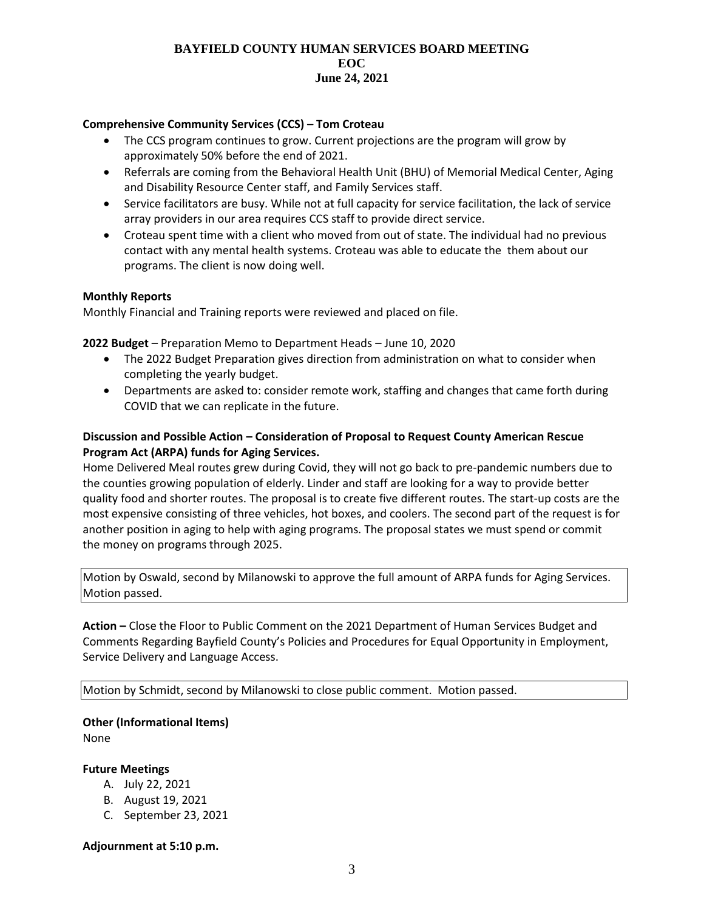**BAYFIELD COUNTY HUMAN SERVICES BOARD MEETING**
**EOC**
**June 24, 2021**

**Comprehensive Community Services (CCS) – Tom Croteau**

- The CCS program continues to grow. Current projections are the program will grow by approximately 50% before the end of 2021.
- Referrals are coming from the Behavioral Health Unit (BHU) of Memorial Medical Center, Aging and Disability Resource Center staff, and Family Services staff.
- Service facilitators are busy. While not at full capacity for service facilitation, the lack of service array providers in our area requires CCS staff to provide direct service.
- Croteau spent time with a client who moved from out of state. The individual had no previous contact with any mental health systems. Croteau was able to educate the  them about our programs. The client is now doing well.

**Monthly Reports**

Monthly Financial and Training reports were reviewed and placed on file.

**2022 Budget** – Preparation Memo to Department Heads – June 10, 2020

- The 2022 Budget Preparation gives direction from administration on what to consider when completing the yearly budget.
- Departments are asked to: consider remote work, staffing and changes that came forth during COVID that we can replicate in the future.

**Discussion and Possible Action – Consideration of Proposal to Request County American Rescue Program Act (ARPA) funds for Aging Services.**

Home Delivered Meal routes grew during Covid, they will not go back to pre-pandemic numbers due to the counties growing population of elderly. Linder and staff are looking for a way to provide better quality food and shorter routes. The proposal is to create five different routes. The start-up costs are the most expensive consisting of three vehicles, hot boxes, and coolers. The second part of the request is for another position in aging to help with aging programs. The proposal states we must spend or commit the money on programs through 2025.

Motion by Oswald, second by Milanowski to approve the full amount of ARPA funds for Aging Services. Motion passed.

**Action –** Close the Floor to Public Comment on the 2021 Department of Human Services Budget and Comments Regarding Bayfield County's Policies and Procedures for Equal Opportunity in Employment, Service Delivery and Language Access.

Motion by Schmidt, second by Milanowski to close public comment. Motion passed.

**Other (Informational Items)**

None

**Future Meetings**

A. July 22, 2021
B. August 19, 2021
C. September 23, 2021

**Adjournment at 5:10 p.m.**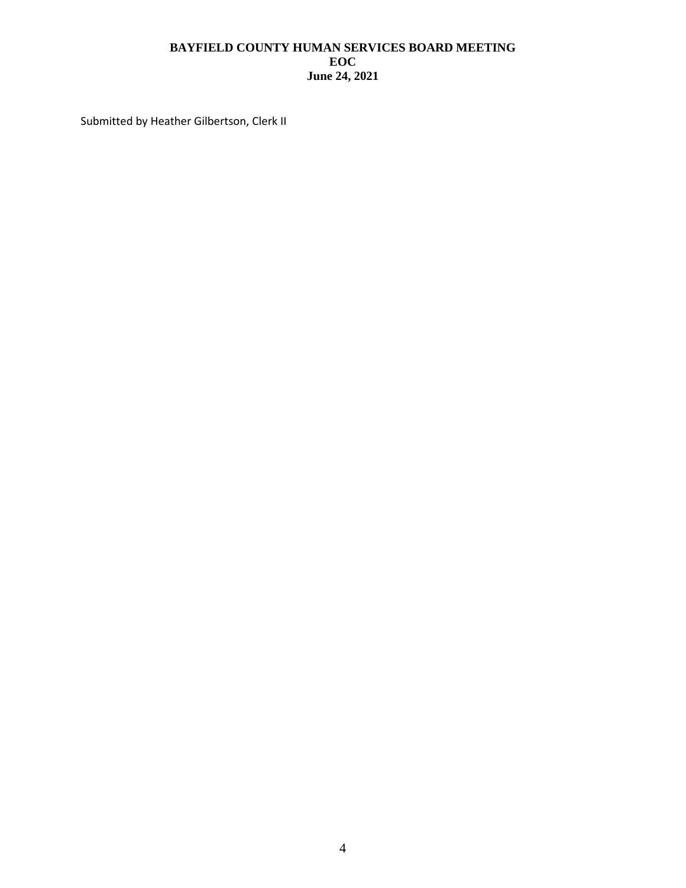Submitted by Heather Gilbertson, Clerk II